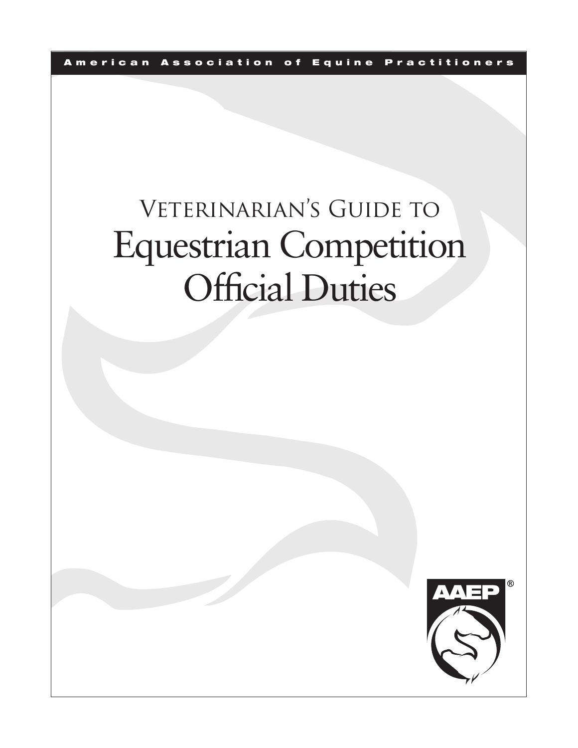American Association of Equine Practitioners

# Veterinarian's Guide to Equestrian Competition Official Duties

AAEP®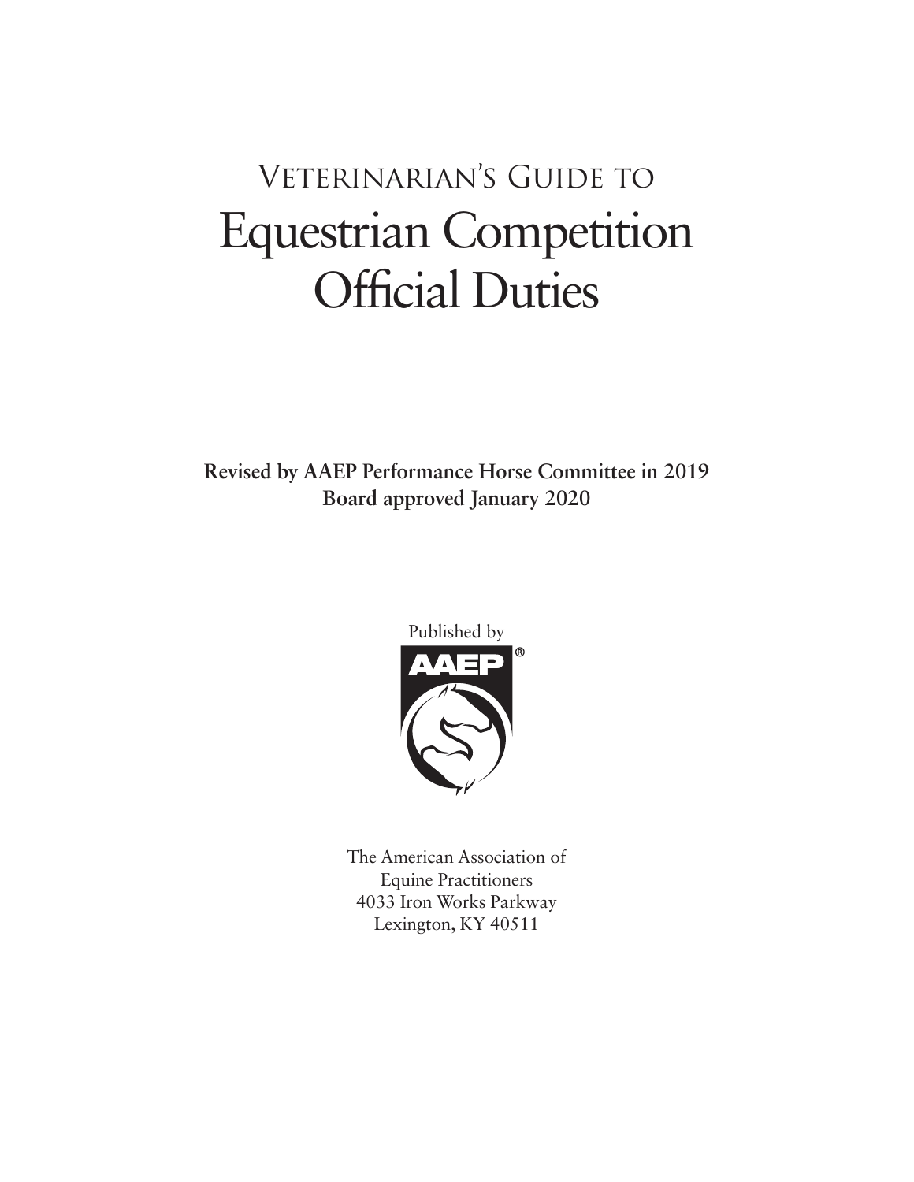# Veterinarian's Guide to Equestrian Competition Official Duties

**Revised by AAEP Performance Horse Committee in 2019**
**Board approved January 2020**

Published by

AAEP®

The American Association of
Equine Practitioners
4033 Iron Works Parkway
Lexington, KY 40511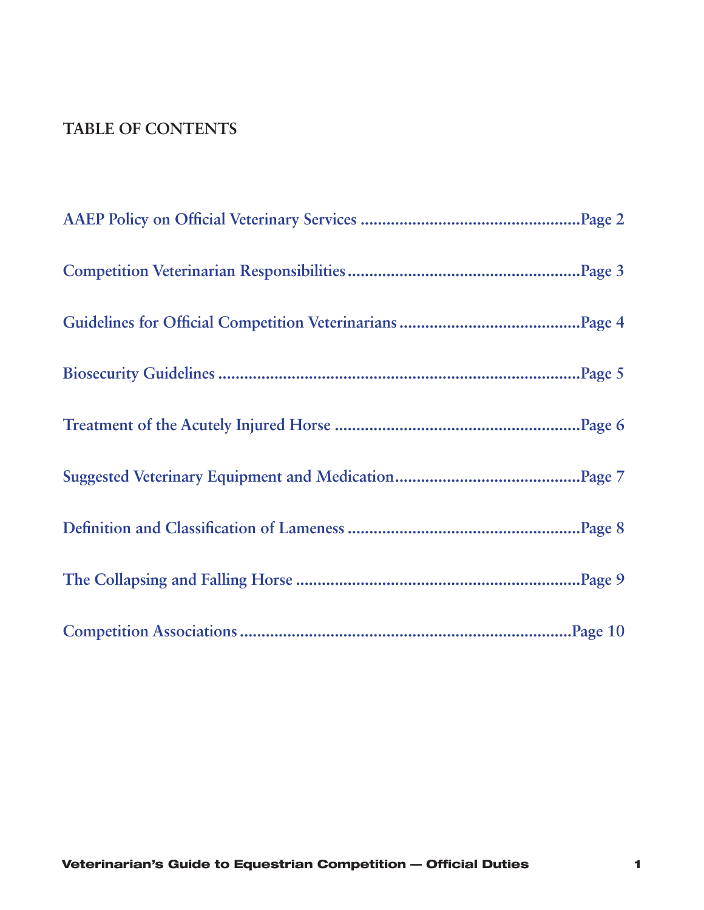## TABLE OF CONTENTS

AAEP Policy on Official Veterinary Services ....................................................Page 2

Competition Veterinarian Responsibilities.......................................................Page 3

Guidelines for Official Competition Veterinarians ...........................................Page 4

Biosecurity Guidelines .....................................................................................Page 5

Treatment of the Acutely Injured Horse ..........................................................Page 6

Suggested Veterinary Equipment and Medication............................................Page 7

Definition and Classification of Lameness .......................................................Page 8

The Collapsing and Falling Horse ...................................................................Page 9

Competition Associations ..............................................................................Page 10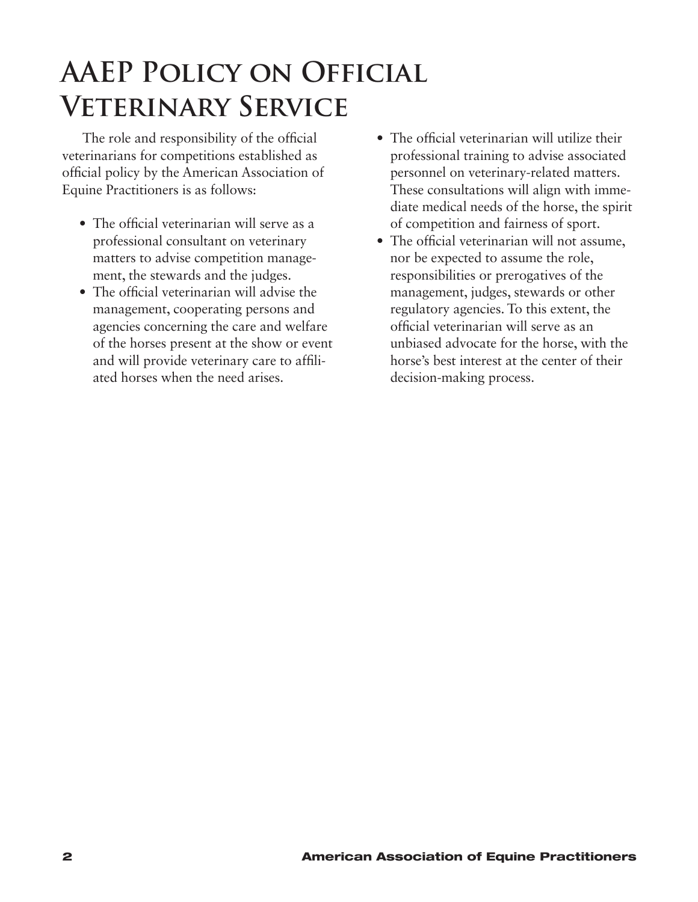# AAEP Policy on Official Veterinary Service

The role and responsibility of the official veterinarians for competitions established as official policy by the American Association of Equine Practitioners is as follows:

- The official veterinarian will serve as a professional consultant on veterinary matters to advise competition management, the stewards and the judges.
- The official veterinarian will advise the management, cooperating persons and agencies concerning the care and welfare of the horses present at the show or event and will provide veterinary care to affiliated horses when the need arises.
- The official veterinarian will utilize their professional training to advise associated personnel on veterinary-related matters. These consultations will align with immediate medical needs of the horse, the spirit of competition and fairness of sport.
- The official veterinarian will not assume, nor be expected to assume the role, responsibilities or prerogatives of the management, judges, stewards or other regulatory agencies. To this extent, the official veterinarian will serve as an unbiased advocate for the horse, with the horse's best interest at the center of their decision-making process.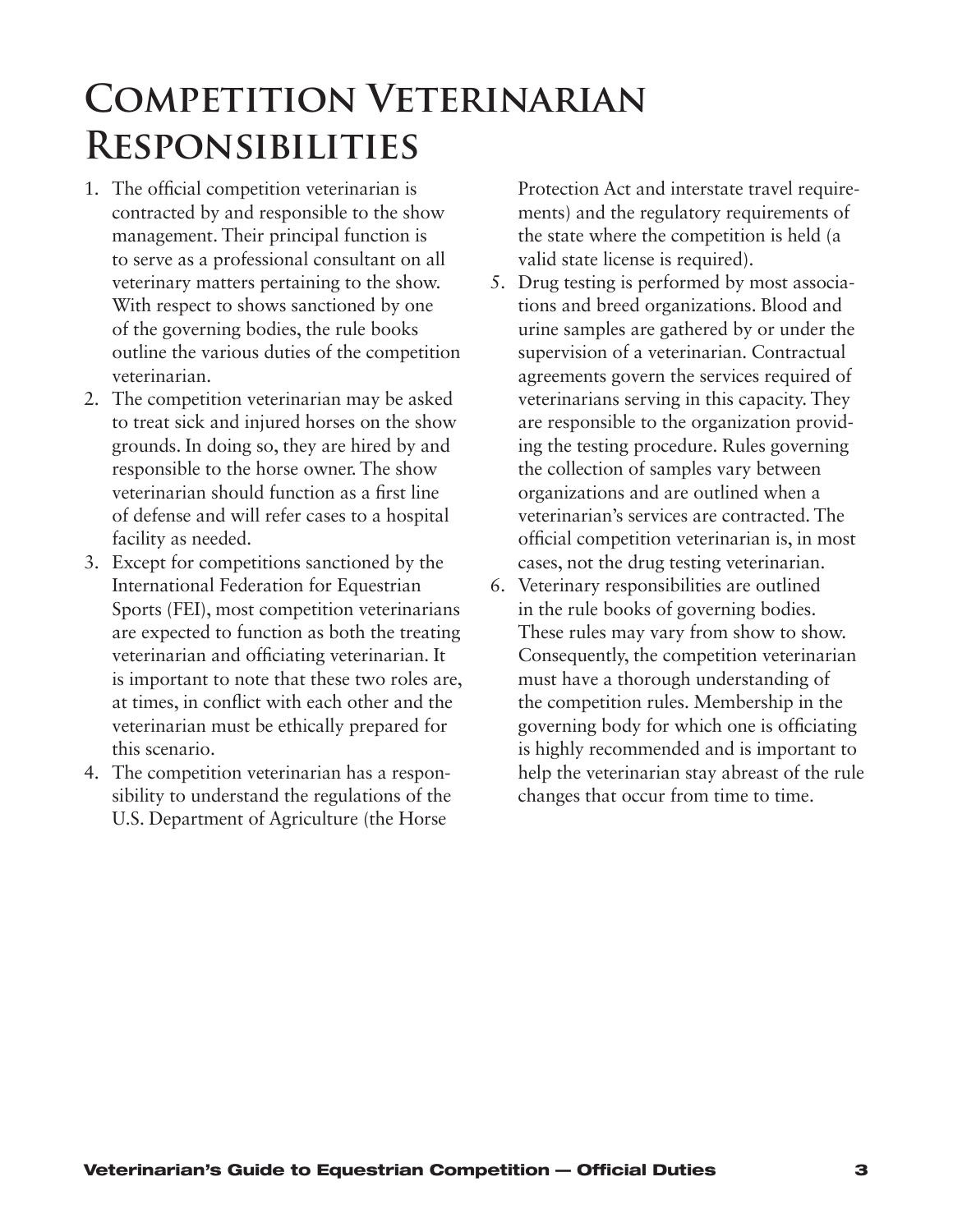# Competition Veterinarian Responsibilities

1. The official competition veterinarian is contracted by and responsible to the show management. Their principal function is to serve as a professional consultant on all veterinary matters pertaining to the show. With respect to shows sanctioned by one of the governing bodies, the rule books outline the various duties of the competition veterinarian.
2. The competition veterinarian may be asked to treat sick and injured horses on the show grounds. In doing so, they are hired by and responsible to the horse owner. The show veterinarian should function as a first line of defense and will refer cases to a hospital facility as needed.
3. Except for competitions sanctioned by the International Federation for Equestrian Sports (FEI), most competition veterinarians are expected to function as both the treating veterinarian and officiating veterinarian. It is important to note that these two roles are, at times, in conflict with each other and the veterinarian must be ethically prepared for this scenario.
4. The competition veterinarian has a responsibility to understand the regulations of the U.S. Department of Agriculture (the Horse Protection Act and interstate travel requirements) and the regulatory requirements of the state where the competition is held (a valid state license is required).
5. Drug testing is performed by most associations and breed organizations. Blood and urine samples are gathered by or under the supervision of a veterinarian. Contractual agreements govern the services required of veterinarians serving in this capacity. They are responsible to the organization providing the testing procedure. Rules governing the collection of samples vary between organizations and are outlined when a veterinarian's services are contracted. The official competition veterinarian is, in most cases, not the drug testing veterinarian.
6. Veterinary responsibilities are outlined in the rule books of governing bodies. These rules may vary from show to show. Consequently, the competition veterinarian must have a thorough understanding of the competition rules. Membership in the governing body for which one is officiating is highly recommended and is important to help the veterinarian stay abreast of the rule changes that occur from time to time.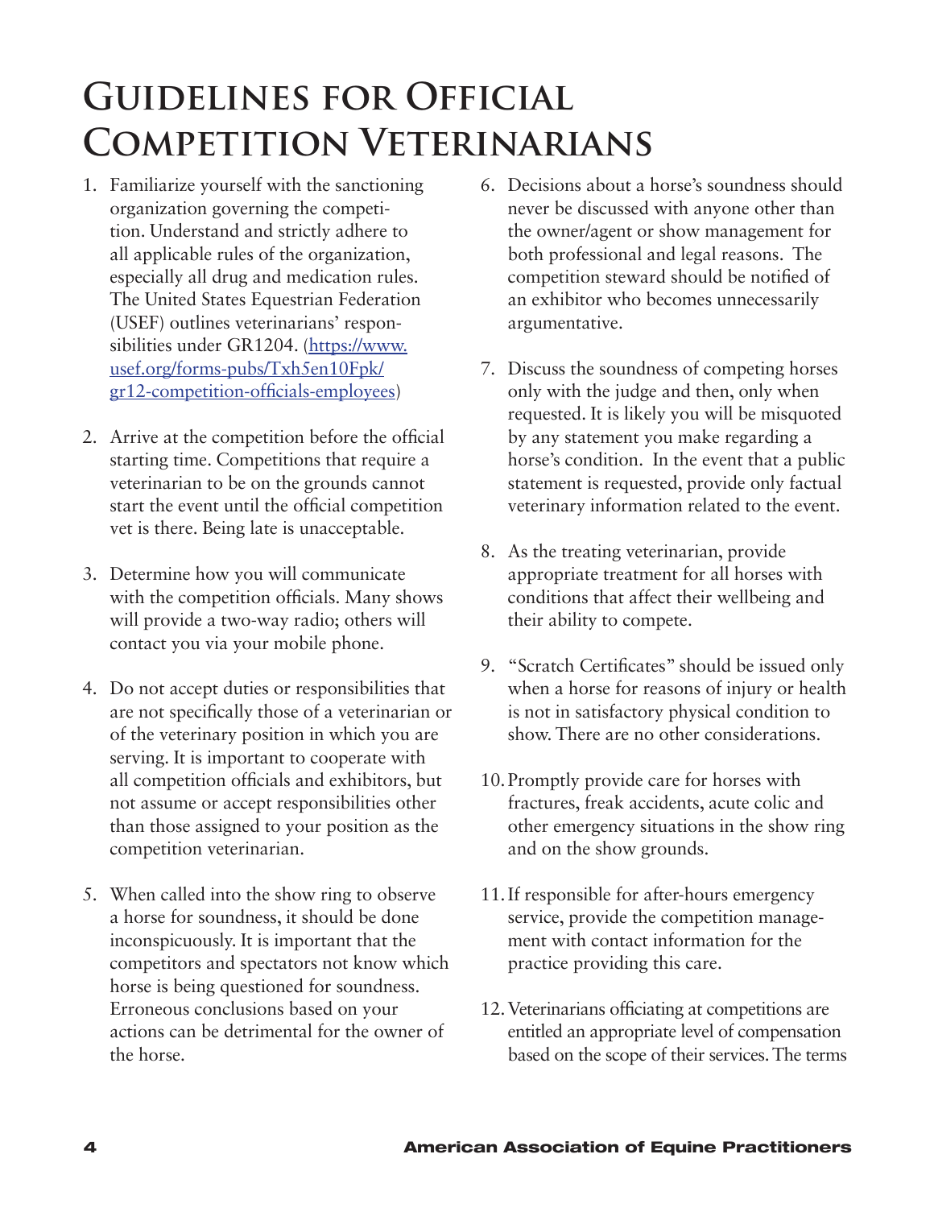# Guidelines for Official Competition Veterinarians

1. Familiarize yourself with the sanctioning organization governing the competition. Understand and strictly adhere to all applicable rules of the organization, especially all drug and medication rules. The United States Equestrian Federation (USEF) outlines veterinarians' responsibilities under GR1204. (https://www.usef.org/forms-pubs/Txh5en10Fpk/gr12-competition-officials-employees)

2. Arrive at the competition before the official starting time. Competitions that require a veterinarian to be on the grounds cannot start the event until the official competition vet is there. Being late is unacceptable.

3. Determine how you will communicate with the competition officials. Many shows will provide a two-way radio; others will contact you via your mobile phone.

4. Do not accept duties or responsibilities that are not specifically those of a veterinarian or of the veterinary position in which you are serving. It is important to cooperate with all competition officials and exhibitors, but not assume or accept responsibilities other than those assigned to your position as the competition veterinarian.

5. When called into the show ring to observe a horse for soundness, it should be done inconspicuously. It is important that the competitors and spectators not know which horse is being questioned for soundness. Erroneous conclusions based on your actions can be detrimental for the owner of the horse.

6. Decisions about a horse's soundness should never be discussed with anyone other than the owner/agent or show management for both professional and legal reasons. The competition steward should be notified of an exhibitor who becomes unnecessarily argumentative.

7. Discuss the soundness of competing horses only with the judge and then, only when requested. It is likely you will be misquoted by any statement you make regarding a horse's condition. In the event that a public statement is requested, provide only factual veterinary information related to the event.

8. As the treating veterinarian, provide appropriate treatment for all horses with conditions that affect their wellbeing and their ability to compete.

9. "Scratch Certificates" should be issued only when a horse for reasons of injury or health is not in satisfactory physical condition to show. There are no other considerations.

10. Promptly provide care for horses with fractures, freak accidents, acute colic and other emergency situations in the show ring and on the show grounds.

11. If responsible for after-hours emergency service, provide the competition management with contact information for the practice providing this care.

12. Veterinarians officiating at competitions are entitled an appropriate level of compensation based on the scope of their services. The terms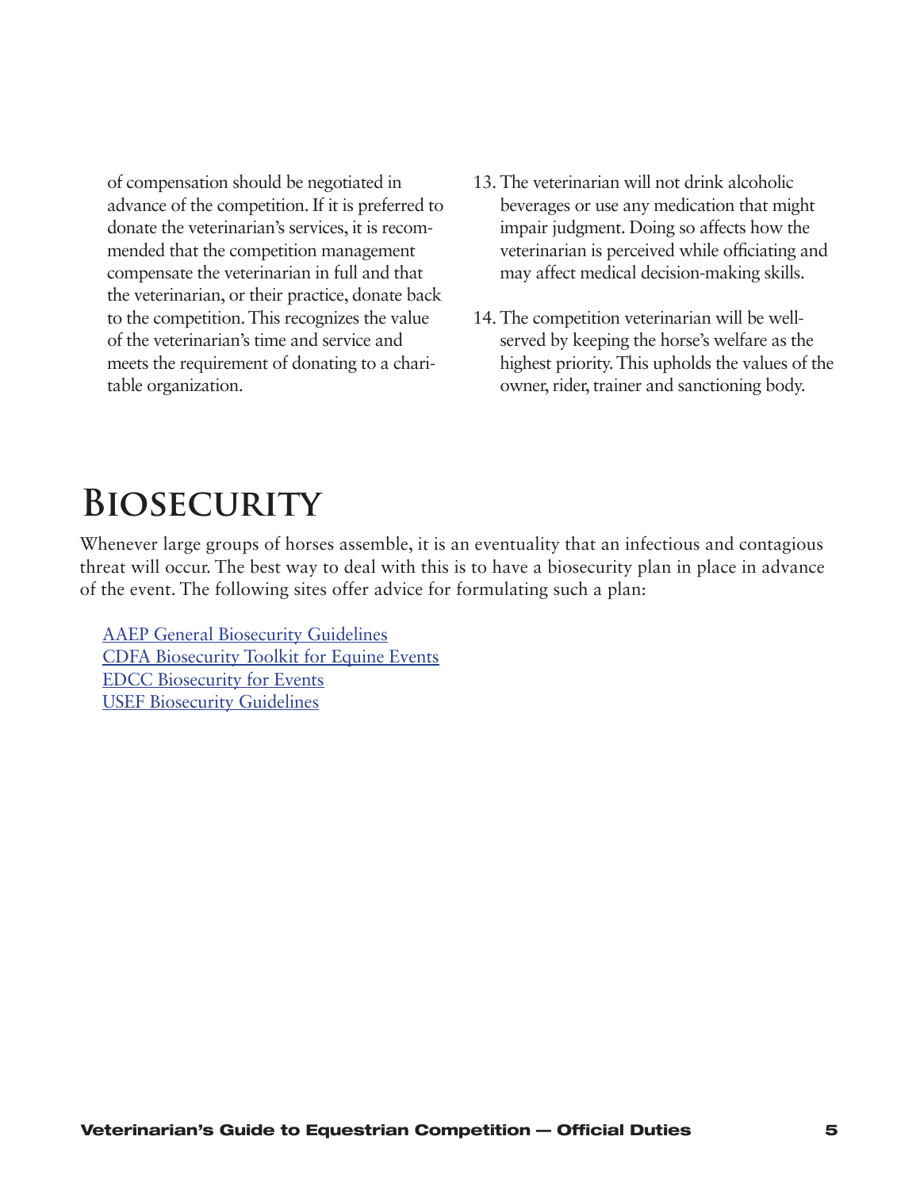of compensation should be negotiated in advance of the competition. If it is preferred to donate the veterinarian's services, it is recommended that the competition management compensate the veterinarian in full and that the veterinarian, or their practice, donate back to the competition. This recognizes the value of the veterinarian's time and service and meets the requirement of donating to a charitable organization.

13. The veterinarian will not drink alcoholic beverages or use any medication that might impair judgment. Doing so affects how the veterinarian is perceived while officiating and may affect medical decision-making skills.

14. The competition veterinarian will be well-served by keeping the horse's welfare as the highest priority. This upholds the values of the owner, rider, trainer and sanctioning body.

# Biosecurity

Whenever large groups of horses assemble, it is an eventuality that an infectious and contagious threat will occur. The best way to deal with this is to have a biosecurity plan in place in advance of the event. The following sites offer advice for formulating such a plan:

AAEP General Biosecurity Guidelines
CDFA Biosecurity Toolkit for Equine Events
EDCC Biosecurity for Events
USEF Biosecurity Guidelines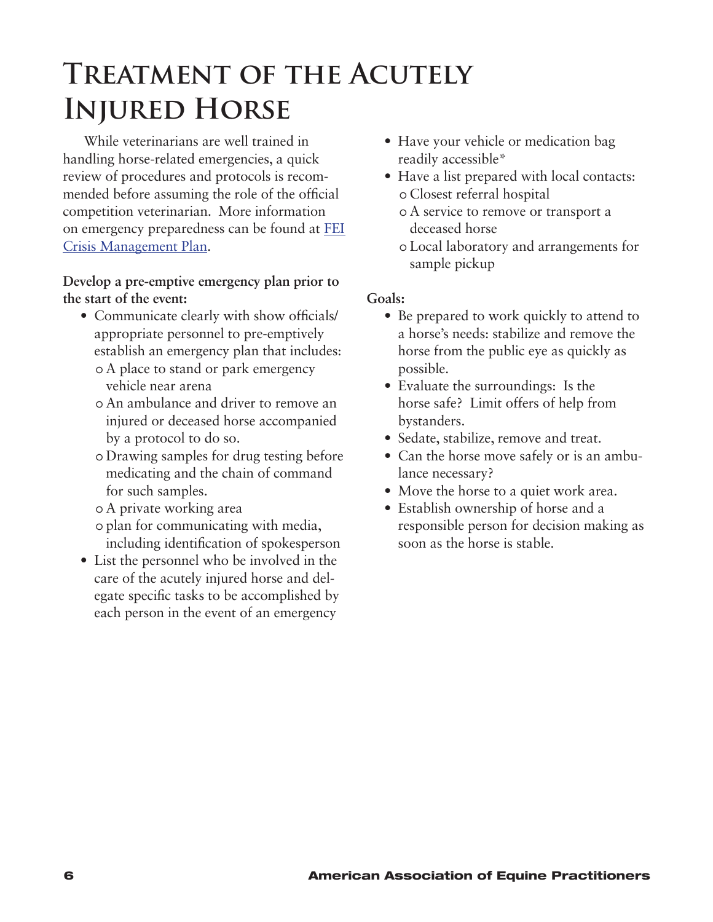# Treatment of the Acutely Injured Horse

While veterinarians are well trained in handling horse-related emergencies, a quick review of procedures and protocols is recommended before assuming the role of the official competition veterinarian. More information on emergency preparedness can be found at [FEI Crisis Management Plan](FEI Crisis Management Plan).

**Develop a pre-emptive emergency plan prior to the start of the event:**

- Communicate clearly with show officials/ appropriate personnel to pre-emptively establish an emergency plan that includes:
  - A place to stand or park emergency vehicle near arena
  - An ambulance and driver to remove an injured or deceased horse accompanied by a protocol to do so.
  - Drawing samples for drug testing before medicating and the chain of command for such samples.
  - A private working area
  - plan for communicating with media, including identification of spokesperson
- List the personnel who be involved in the care of the acutely injured horse and delegate specific tasks to be accomplished by each person in the event of an emergency
- Have your vehicle or medication bag readily accessible*
- Have a list prepared with local contacts:
  - Closest referral hospital
  - A service to remove or transport a deceased horse
  - Local laboratory and arrangements for sample pickup

**Goals:**

- Be prepared to work quickly to attend to a horse's needs: stabilize and remove the horse from the public eye as quickly as possible.
- Evaluate the surroundings: Is the horse safe? Limit offers of help from bystanders.
- Sedate, stabilize, remove and treat.
- Can the horse move safely or is an ambulance necessary?
- Move the horse to a quiet work area.
- Establish ownership of horse and a responsible person for decision making as soon as the horse is stable.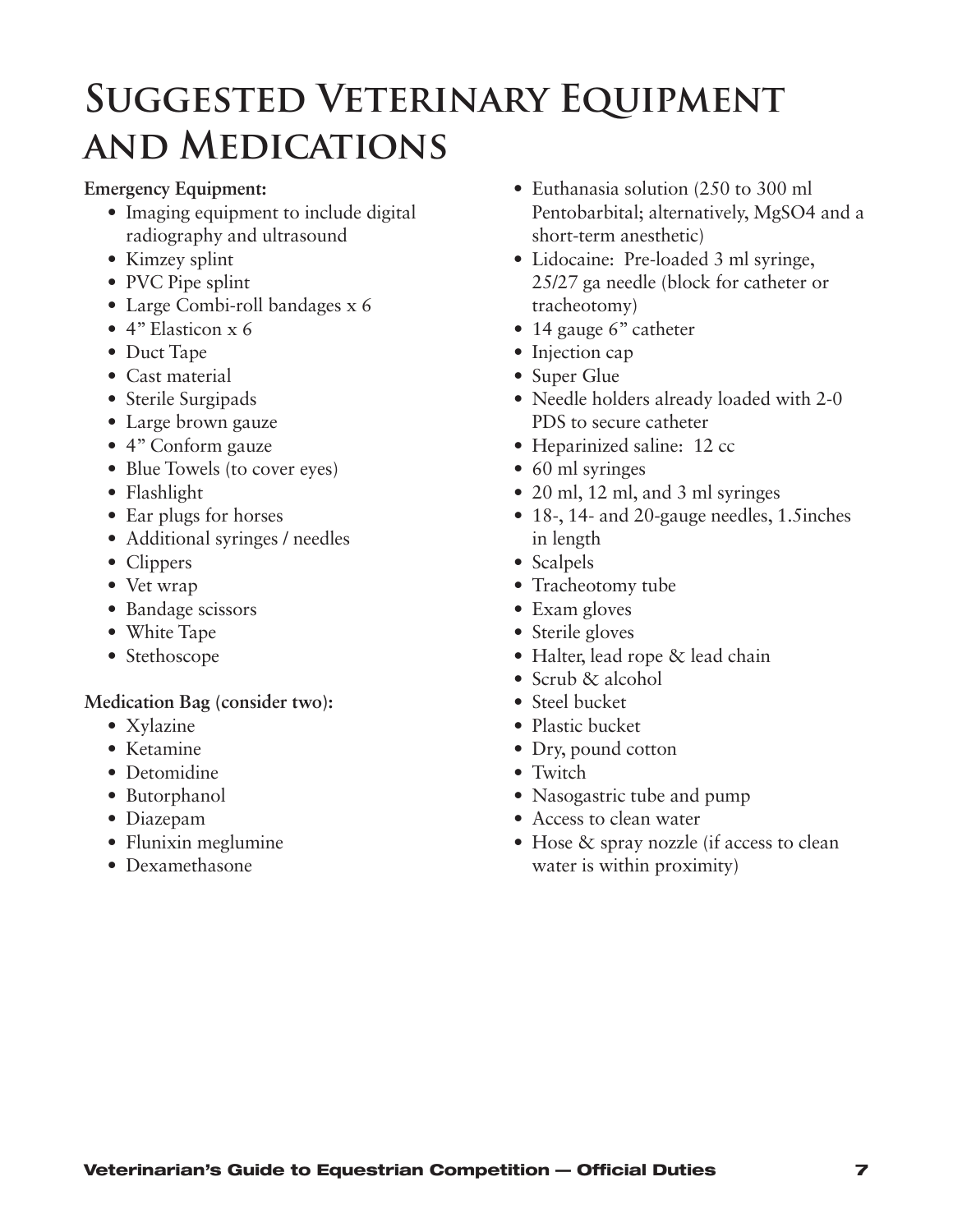# Suggested Veterinary Equipment and Medications

**Emergency Equipment:**

- Imaging equipment to include digital radiography and ultrasound
- Kimzey splint
- PVC Pipe splint
- Large Combi-roll bandages x 6
- 4" Elasticon x 6
- Duct Tape
- Cast material
- Sterile Surgipads
- Large brown gauze
- 4" Conform gauze
- Blue Towels (to cover eyes)
- Flashlight
- Ear plugs for horses
- Additional syringes / needles
- Clippers
- Vet wrap
- Bandage scissors
- White Tape
- Stethoscope

**Medication Bag (consider two):**

- Xylazine
- Ketamine
- Detomidine
- Butorphanol
- Diazepam
- Flunixin meglumine
- Dexamethasone
- Euthanasia solution (250 to 300 ml Pentobarbital; alternatively, $MgSO_4$ and a short-term anesthetic)
- Lidocaine: Pre-loaded 3 ml syringe, 25/27 ga needle (block for catheter or tracheotomy)
- 14 gauge 6" catheter
- Injection cap
- Super Glue
- Needle holders already loaded with 2-0 PDS to secure catheter
- Heparinized saline: 12 cc
- 60 ml syringes
- 20 ml, 12 ml, and 3 ml syringes
- 18-, 14- and 20-gauge needles, 1.5inches in length
- Scalpels
- Tracheotomy tube
- Exam gloves
- Sterile gloves
- Halter, lead rope & lead chain
- Scrub & alcohol
- Steel bucket
- Plastic bucket
- Dry, pound cotton
- Twitch
- Nasogastric tube and pump
- Access to clean water
- Hose & spray nozzle (if access to clean water is within proximity)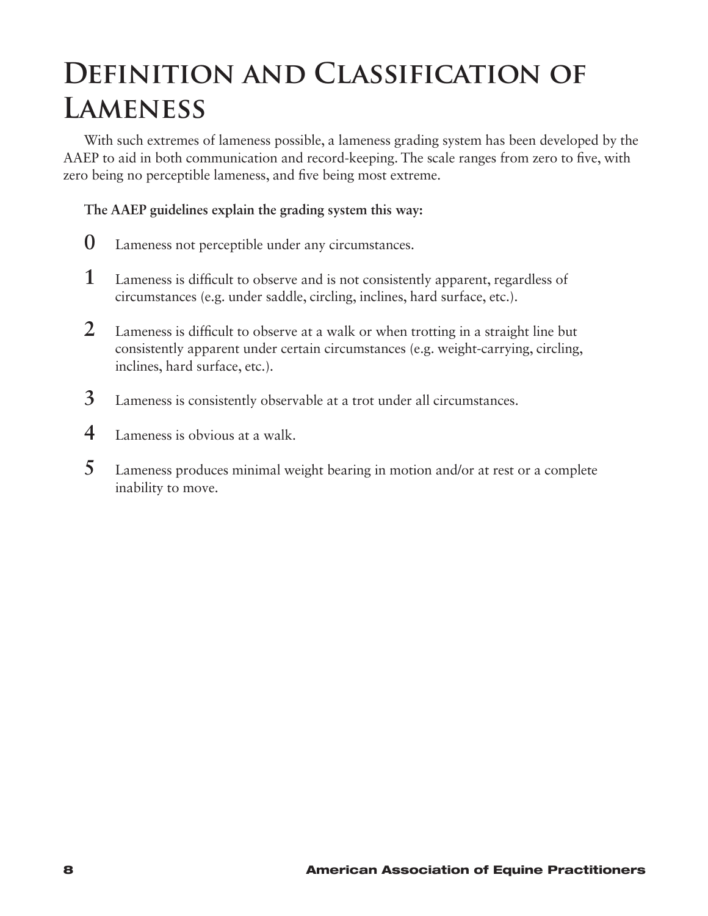# Definition and Classification of Lameness

With such extremes of lameness possible, a lameness grading system has been developed by the AAEP to aid in both communication and record-keeping. The scale ranges from zero to five, with zero being no perceptible lameness, and five being most extreme.

**The AAEP guidelines explain the grading system this way:**

**0** Lameness not perceptible under any circumstances.

**1** Lameness is difficult to observe and is not consistently apparent, regardless of circumstances (e.g. under saddle, circling, inclines, hard surface, etc.).

**2** Lameness is difficult to observe at a walk or when trotting in a straight line but consistently apparent under certain circumstances (e.g. weight-carrying, circling, inclines, hard surface, etc.).

**3** Lameness is consistently observable at a trot under all circumstances.

**4** Lameness is obvious at a walk.

**5** Lameness produces minimal weight bearing in motion and/or at rest or a complete inability to move.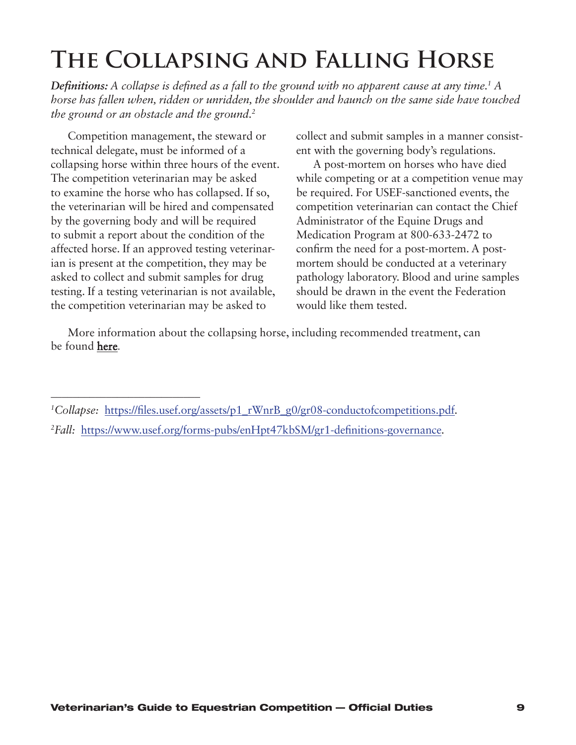# The Collapsing and Falling Horse

***Definitions:*** *A collapse is defined as a fall to the ground with no apparent cause at any time.*[1] *A horse has fallen when, ridden or unridden, the shoulder and haunch on the same side have touched the ground or an obstacle and the ground.*[2]

Competition management, the steward or technical delegate, must be informed of a collapsing horse within three hours of the event. The competition veterinarian may be asked to examine the horse who has collapsed. If so, the veterinarian will be hired and compensated by the governing body and will be required to submit a report about the condition of the affected horse. If an approved testing veterinarian is present at the competition, they may be asked to collect and submit samples for drug testing. If a testing veterinarian is not available, the competition veterinarian may be asked to collect and submit samples in a manner consistent with the governing body's regulations.

A post-mortem on horses who have died while competing or at a competition venue may be required. For USEF-sanctioned events, the competition veterinarian can contact the Chief Administrator of the Equine Drugs and Medication Program at 800-633-2472 to confirm the need for a post-mortem. A post-mortem should be conducted at a veterinary pathology laboratory. Blood and urine samples should be drawn in the event the Federation would like them tested.

More information about the collapsing horse, including recommended treatment, can be found **here**.

---

[1] *Collapse:* https://files.usef.org/assets/p1_rWnrB_g0/gr08-conductofcompetitions.pdf.

[2] *Fall:* https://www.usef.org/forms-pubs/enHpt47kbSM/gr1-definitions-governance.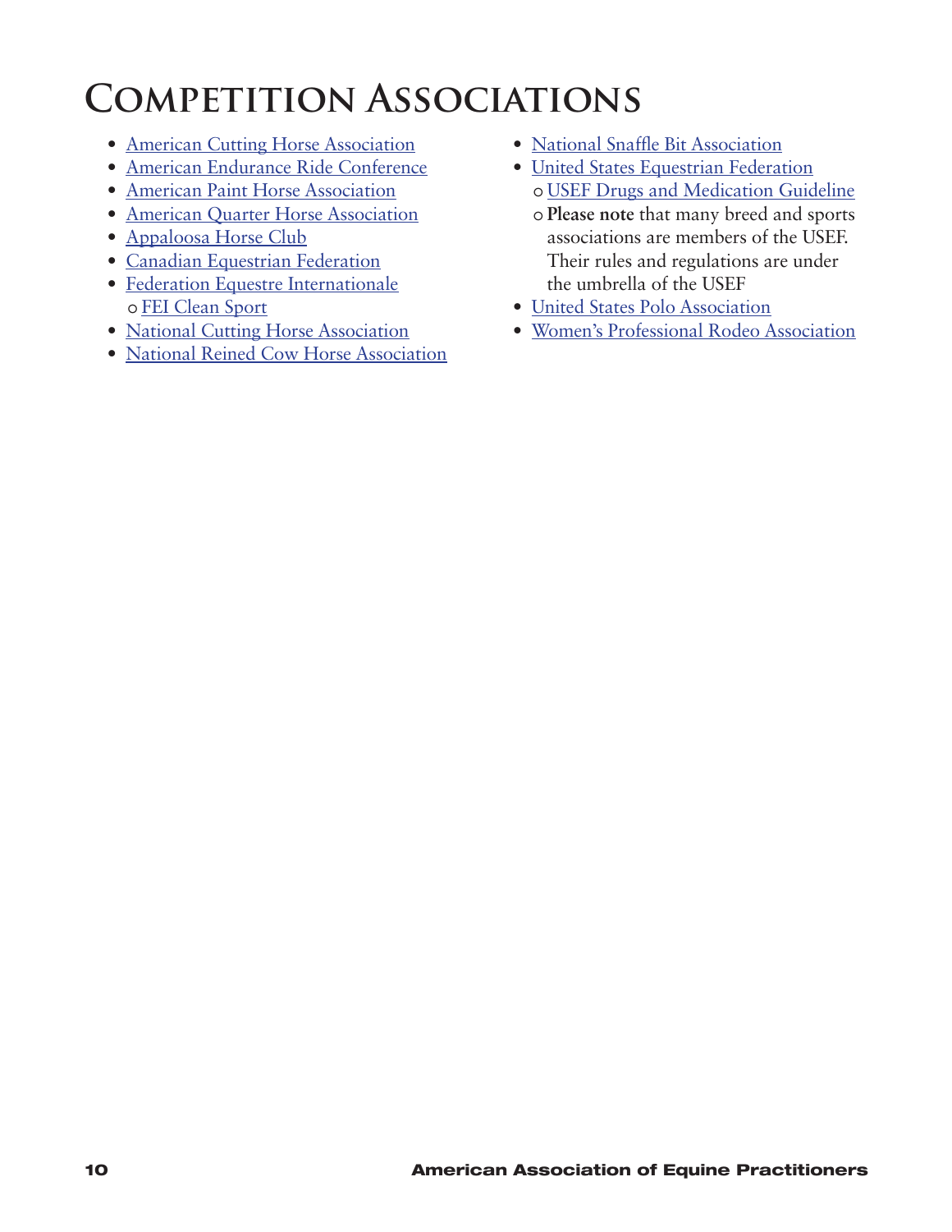# Competition Associations

- American Cutting Horse Association
- American Endurance Ride Conference
- American Paint Horse Association
- American Quarter Horse Association
- Appaloosa Horse Club
- Canadian Equestrian Federation
- Federation Equestre Internationale
  - FEI Clean Sport
- National Cutting Horse Association
- National Reined Cow Horse Association
- National Snaffle Bit Association
- United States Equestrian Federation
  - USEF Drugs and Medication Guideline
  - **Please note** that many breed and sports associations are members of the USEF. Their rules and regulations are under the umbrella of the USEF
- United States Polo Association
- Women's Professional Rodeo Association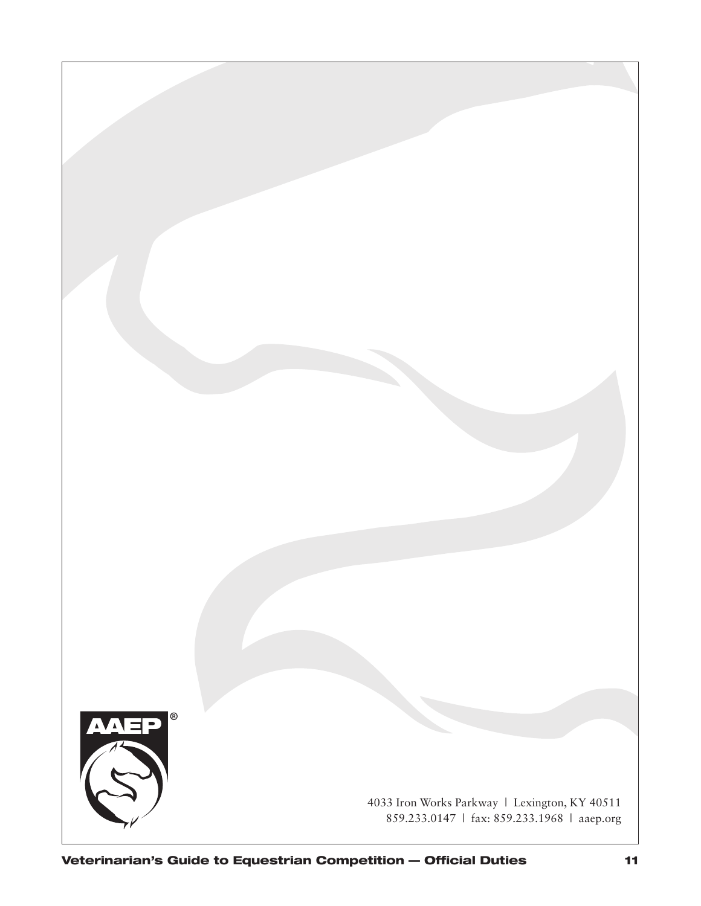AAEP®

4033 Iron Works Parkway | Lexington, KY 40511
859.233.0147 | fax: 859.233.1968 | aaep.org